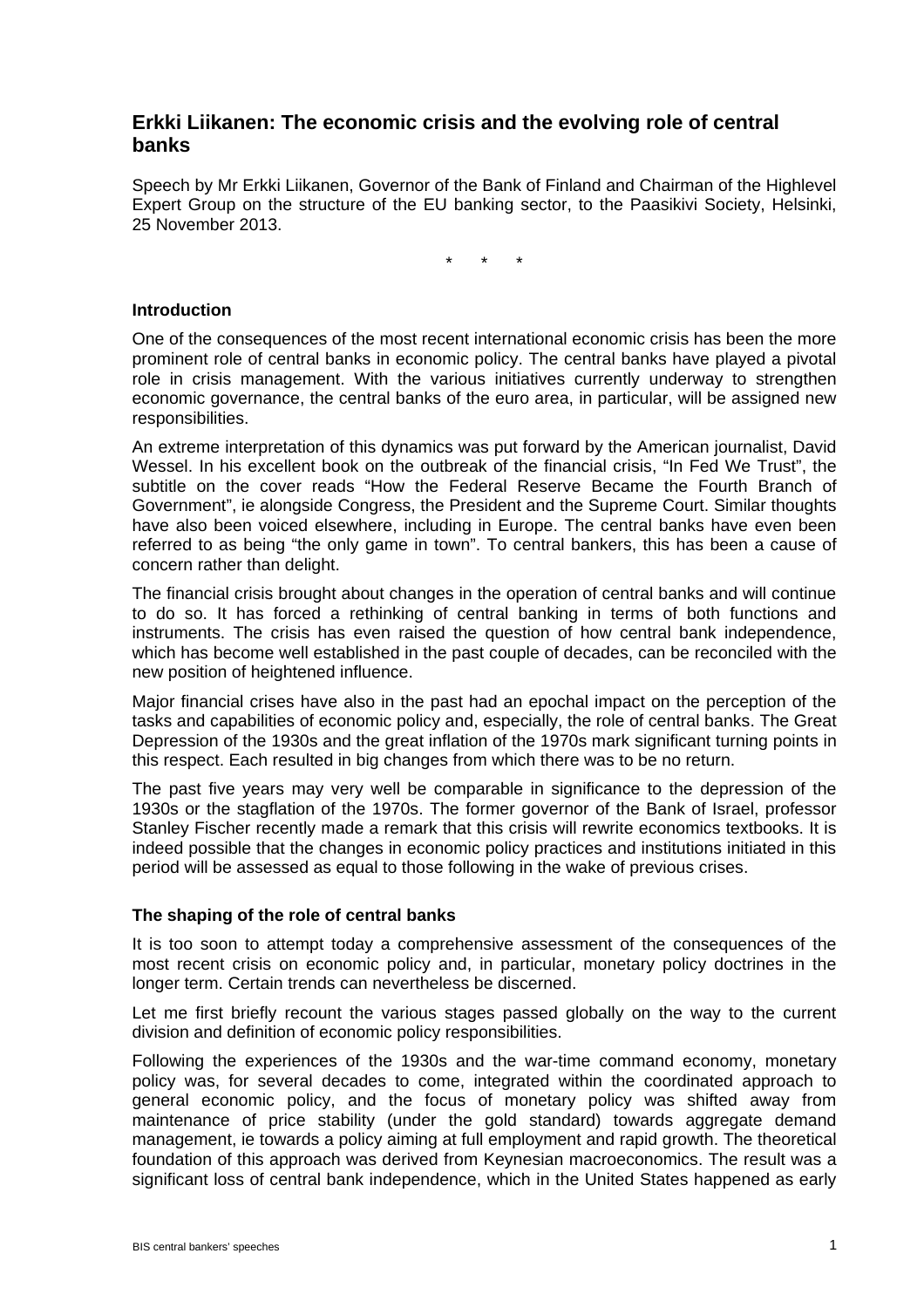# Erkki Liikanen: The economic crisis and the evolving role of central banks

Speech by Mr Erkki Liikanen, Governor of the Bank of Finland and Chairman of the Highlevel Expert Group on the structure of the EU banking sector, to the Paasikivi Society, Helsinki, 25 November 2013.

\* \* \*

### Introduction

One of the consequences of the most recent international economic crisis has been the more prominent role of central banks in economic policy. The central banks have played a pivotal role in crisis management. With the various initiatives currently underway to strengthen economic governance, the central banks of the euro area, in particular, will be assigned new responsibilities.

An extreme interpretation of this dynamics was put forward by the American journalist, David Wessel. In his excellent book on the outbreak of the financial crisis, "In Fed We Trust", the subtitle on the cover reads "How the Federal Reserve Became the Fourth Branch of Government", ie alongside Congress, the President and the Supreme Court. Similar thoughts have also been voiced elsewhere, including in Europe. The central banks have even been referred to as being "the only game in town". To central bankers, this has been a cause of concern rather than delight.

The financial crisis brought about changes in the operation of central banks and will continue to do so. It has forced a rethinking of central banking in terms of both functions and instruments. The crisis has even raised the question of how central bank independence, which has become well established in the past couple of decades, can be reconciled with the new position of heightened influence.

Major financial crises have also in the past had an epochal impact on the perception of the tasks and capabilities of economic policy and, especially, the role of central banks. The Great Depression of the 1930s and the great inflation of the 1970s mark significant turning points in this respect. Each resulted in big changes from which there was to be no return.

The past five years may very well be comparable in significance to the depression of the 1930s or the stagflation of the 1970s. The former governor of the Bank of Israel, professor Stanley Fischer recently made a remark that this crisis will rewrite economics textbooks. It is indeed possible that the changes in economic policy practices and institutions initiated in this period will be assessed as equal to those following in the wake of previous crises.

### The shaping of the role of central banks

It is too soon to attempt today a comprehensive assessment of the consequences of the most recent crisis on economic policy and, in particular, monetary policy doctrines in the longer term. Certain trends can nevertheless be discerned.

Let me first briefly recount the various stages passed globally on the way to the current division and definition of economic policy responsibilities.

Following the experiences of the 1930s and the war-time command economy, monetary policy was, for several decades to come, integrated within the coordinated approach to general economic policy, and the focus of monetary policy was shifted away from maintenance of price stability (under the gold standard) towards aggregate demand management, ie towards a policy aiming at full employment and rapid growth. The theoretical foundation of this approach was derived from Keynesian macroeconomics. The result was a significant loss of central bank independence, which in the United States happened as early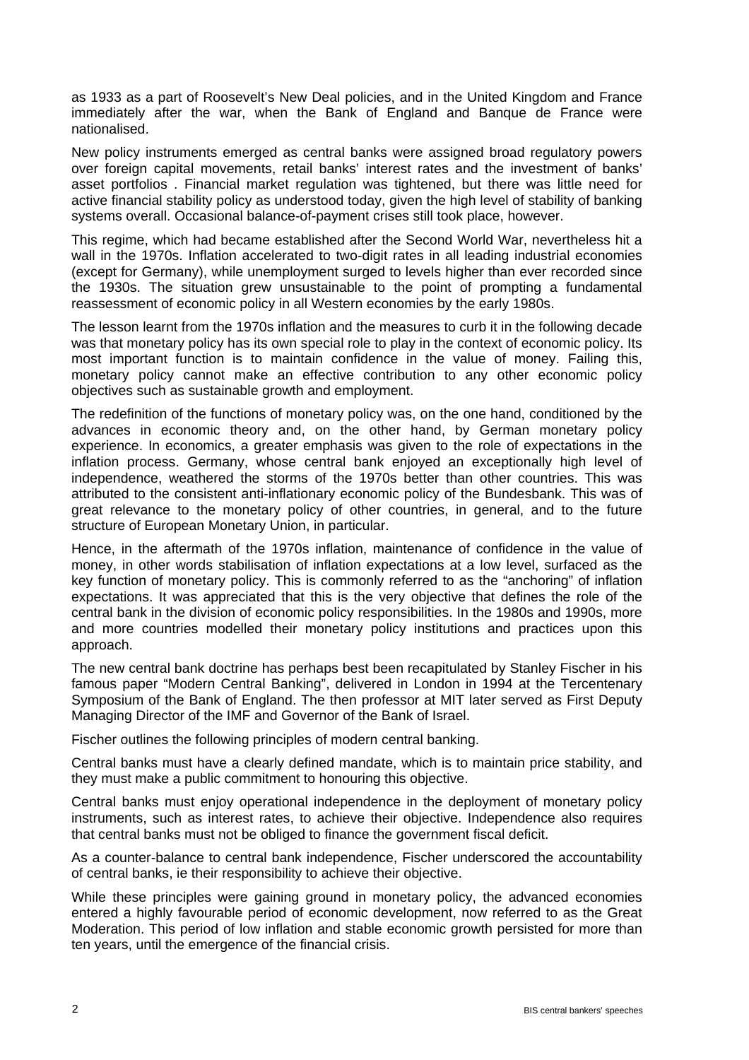as 1933 as a part of Roosevelt's New Deal policies, and in the United Kingdom and France immediately after the war, when the Bank of England and Banque de France were nationalised.

New policy instruments emerged as central banks were assigned broad regulatory powers over foreign capital movements, retail banks' interest rates and the investment of banks' asset portfolios . Financial market regulation was tightened, but there was little need for active financial stability policy as understood today, given the high level of stability of banking systems overall. Occasional balance-of-payment crises still took place, however.

This regime, which had became established after the Second World War, nevertheless hit a wall in the 1970s. Inflation accelerated to two-digit rates in all leading industrial economies (except for Germany), while unemployment surged to levels higher than ever recorded since the 1930s. The situation grew unsustainable to the point of prompting a fundamental reassessment of economic policy in all Western economies by the early 1980s.

The lesson learnt from the 1970s inflation and the measures to curb it in the following decade was that monetary policy has its own special role to play in the context of economic policy. Its most important function is to maintain confidence in the value of money. Failing this, monetary policy cannot make an effective contribution to any other economic policy objectives such as sustainable growth and employment.

The redefinition of the functions of monetary policy was, on the one hand, conditioned by the advances in economic theory and, on the other hand, by German monetary policy experience. In economics, a greater emphasis was given to the role of expectations in the inflation process. Germany, whose central bank enjoyed an exceptionally high level of independence, weathered the storms of the 1970s better than other countries. This was attributed to the consistent anti-inflationary economic policy of the Bundesbank. This was of great relevance to the monetary policy of other countries, in general, and to the future structure of European Monetary Union, in particular.

Hence, in the aftermath of the 1970s inflation, maintenance of confidence in the value of money, in other words stabilisation of inflation expectations at a low level, surfaced as the key function of monetary policy. This is commonly referred to as the "anchoring" of inflation expectations. It was appreciated that this is the very objective that defines the role of the central bank in the division of economic policy responsibilities. In the 1980s and 1990s, more and more countries modelled their monetary policy institutions and practices upon this approach.

The new central bank doctrine has perhaps best been recapitulated by Stanley Fischer in his famous paper "Modern Central Banking", delivered in London in 1994 at the Tercentenary Symposium of the Bank of England. The then professor at MIT later served as First Deputy Managing Director of the IMF and Governor of the Bank of Israel.

Fischer outlines the following principles of modern central banking.

Central banks must have a clearly defined mandate, which is to maintain price stability, and they must make a public commitment to honouring this objective.

Central banks must enjoy operational independence in the deployment of monetary policy instruments, such as interest rates, to achieve their objective. Independence also requires that central banks must not be obliged to finance the government fiscal deficit.

As a counter-balance to central bank independence, Fischer underscored the accountability of central banks, ie their responsibility to achieve their objective.

While these principles were gaining ground in monetary policy, the advanced economies entered a highly favourable period of economic development, now referred to as the Great Moderation. This period of low inflation and stable economic growth persisted for more than ten years, until the emergence of the financial crisis.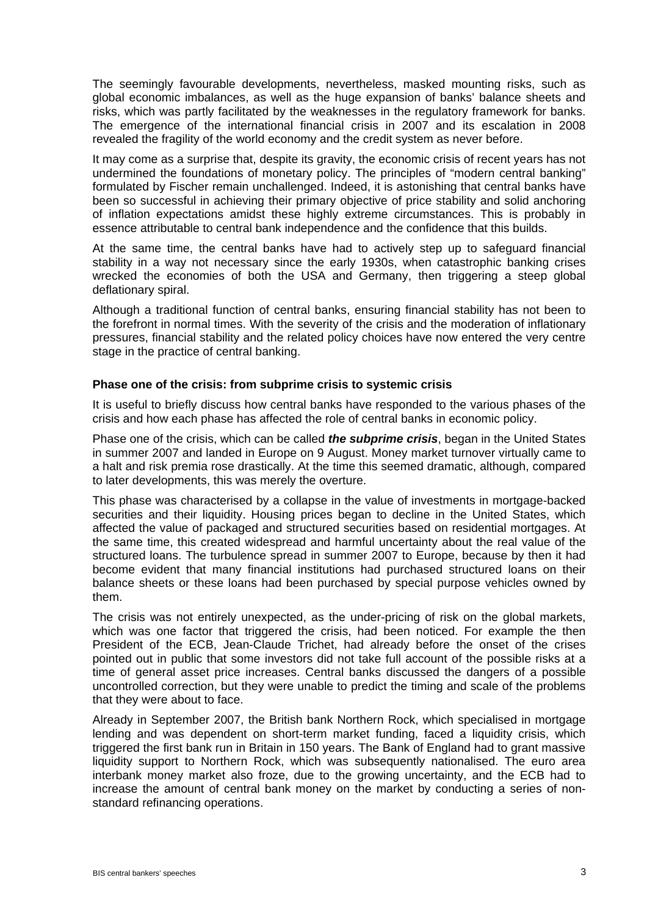The seemingly favourable developments, nevertheless, masked mounting risks, such as global economic imbalances, as well as the huge expansion of banks' balance sheets and risks, which was partly facilitated by the weaknesses in the regulatory framework for banks. The emergence of the international financial crisis in 2007 and its escalation in 2008 revealed the fragility of the world economy and the credit system as never before.

It may come as a surprise that, despite its gravity, the economic crisis of recent years has not undermined the foundations of monetary policy. The principles of "modern central banking" formulated by Fischer remain unchallenged. Indeed, it is astonishing that central banks have been so successful in achieving their primary objective of price stability and solid anchoring of inflation expectations amidst these highly extreme circumstances. This is probably in essence attributable to central bank independence and the confidence that this builds.

At the same time, the central banks have had to actively step up to safeguard financial stability in a way not necessary since the early 1930s, when catastrophic banking crises wrecked the economies of both the USA and Germany, then triggering a steep global deflationary spiral.

Although a traditional function of central banks, ensuring financial stability has not been to the forefront in normal times. With the severity of the crisis and the moderation of inflationary pressures, financial stability and the related policy choices have now entered the very centre stage in the practice of central banking.

**Phase one of the crisis: from subprime crisis to systemic crisis**

It is useful to briefly discuss how central banks have responded to the various phases of the crisis and how each phase has affected the role of central banks in economic policy.

Phase one of the crisis, which can be called ***the subprime crisis***, began in the United States in summer 2007 and landed in Europe on 9 August. Money market turnover virtually came to a halt and risk premia rose drastically. At the time this seemed dramatic, although, compared to later developments, this was merely the overture.

This phase was characterised by a collapse in the value of investments in mortgage-backed securities and their liquidity. Housing prices began to decline in the United States, which affected the value of packaged and structured securities based on residential mortgages. At the same time, this created widespread and harmful uncertainty about the real value of the structured loans. The turbulence spread in summer 2007 to Europe, because by then it had become evident that many financial institutions had purchased structured loans on their balance sheets or these loans had been purchased by special purpose vehicles owned by them.

The crisis was not entirely unexpected, as the under-pricing of risk on the global markets, which was one factor that triggered the crisis, had been noticed. For example the then President of the ECB, Jean-Claude Trichet, had already before the onset of the crises pointed out in public that some investors did not take full account of the possible risks at a time of general asset price increases. Central banks discussed the dangers of a possible uncontrolled correction, but they were unable to predict the timing and scale of the problems that they were about to face.

Already in September 2007, the British bank Northern Rock, which specialised in mortgage lending and was dependent on short-term market funding, faced a liquidity crisis, which triggered the first bank run in Britain in 150 years. The Bank of England had to grant massive liquidity support to Northern Rock, which was subsequently nationalised. The euro area interbank money market also froze, due to the growing uncertainty, and the ECB had to increase the amount of central bank money on the market by conducting a series of non-standard refinancing operations.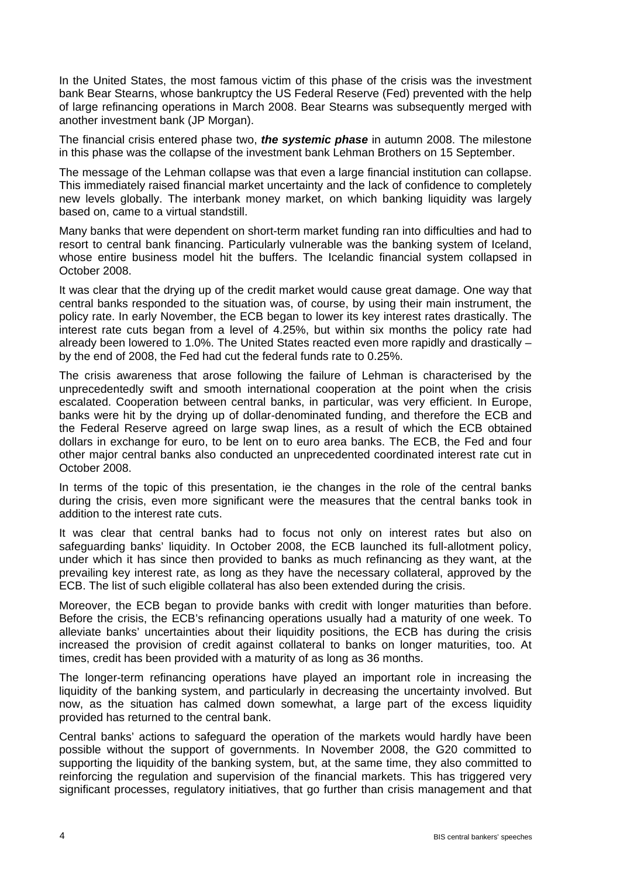In the United States, the most famous victim of this phase of the crisis was the investment bank Bear Stearns, whose bankruptcy the US Federal Reserve (Fed) prevented with the help of large refinancing operations in March 2008. Bear Stearns was subsequently merged with another investment bank (JP Morgan).

The financial crisis entered phase two, ***the systemic phase*** in autumn 2008. The milestone in this phase was the collapse of the investment bank Lehman Brothers on 15 September.

The message of the Lehman collapse was that even a large financial institution can collapse. This immediately raised financial market uncertainty and the lack of confidence to completely new levels globally. The interbank money market, on which banking liquidity was largely based on, came to a virtual standstill.

Many banks that were dependent on short-term market funding ran into difficulties and had to resort to central bank financing. Particularly vulnerable was the banking system of Iceland, whose entire business model hit the buffers. The Icelandic financial system collapsed in October 2008.

It was clear that the drying up of the credit market would cause great damage. One way that central banks responded to the situation was, of course, by using their main instrument, the policy rate. In early November, the ECB began to lower its key interest rates drastically. The interest rate cuts began from a level of 4.25%, but within six months the policy rate had already been lowered to 1.0%. The United States reacted even more rapidly and drastically – by the end of 2008, the Fed had cut the federal funds rate to 0.25%.

The crisis awareness that arose following the failure of Lehman is characterised by the unprecedentedly swift and smooth international cooperation at the point when the crisis escalated. Cooperation between central banks, in particular, was very efficient. In Europe, banks were hit by the drying up of dollar-denominated funding, and therefore the ECB and the Federal Reserve agreed on large swap lines, as a result of which the ECB obtained dollars in exchange for euro, to be lent on to euro area banks. The ECB, the Fed and four other major central banks also conducted an unprecedented coordinated interest rate cut in October 2008.

In terms of the topic of this presentation, ie the changes in the role of the central banks during the crisis, even more significant were the measures that the central banks took in addition to the interest rate cuts.

It was clear that central banks had to focus not only on interest rates but also on safeguarding banks' liquidity. In October 2008, the ECB launched its full-allotment policy, under which it has since then provided to banks as much refinancing as they want, at the prevailing key interest rate, as long as they have the necessary collateral, approved by the ECB. The list of such eligible collateral has also been extended during the crisis.

Moreover, the ECB began to provide banks with credit with longer maturities than before. Before the crisis, the ECB's refinancing operations usually had a maturity of one week. To alleviate banks' uncertainties about their liquidity positions, the ECB has during the crisis increased the provision of credit against collateral to banks on longer maturities, too. At times, credit has been provided with a maturity of as long as 36 months.

The longer-term refinancing operations have played an important role in increasing the liquidity of the banking system, and particularly in decreasing the uncertainty involved. But now, as the situation has calmed down somewhat, a large part of the excess liquidity provided has returned to the central bank.

Central banks' actions to safeguard the operation of the markets would hardly have been possible without the support of governments. In November 2008, the G20 committed to supporting the liquidity of the banking system, but, at the same time, they also committed to reinforcing the regulation and supervision of the financial markets. This has triggered very significant processes, regulatory initiatives, that go further than crisis management and that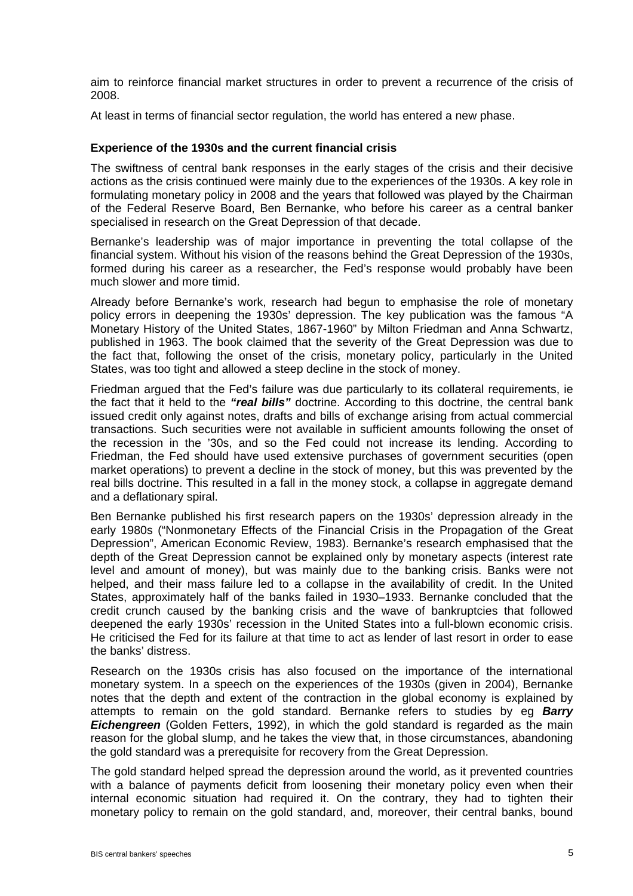aim to reinforce financial market structures in order to prevent a recurrence of the crisis of 2008.

At least in terms of financial sector regulation, the world has entered a new phase.

### Experience of the 1930s and the current financial crisis

The swiftness of central bank responses in the early stages of the crisis and their decisive actions as the crisis continued were mainly due to the experiences of the 1930s. A key role in formulating monetary policy in 2008 and the years that followed was played by the Chairman of the Federal Reserve Board, Ben Bernanke, who before his career as a central banker specialised in research on the Great Depression of that decade.

Bernanke's leadership was of major importance in preventing the total collapse of the financial system. Without his vision of the reasons behind the Great Depression of the 1930s, formed during his career as a researcher, the Fed's response would probably have been much slower and more timid.

Already before Bernanke's work, research had begun to emphasise the role of monetary policy errors in deepening the 1930s' depression. The key publication was the famous "A Monetary History of the United States, 1867-1960" by Milton Friedman and Anna Schwartz, published in 1963. The book claimed that the severity of the Great Depression was due to the fact that, following the onset of the crisis, monetary policy, particularly in the United States, was too tight and allowed a steep decline in the stock of money.

Friedman argued that the Fed's failure was due particularly to its collateral requirements, ie the fact that it held to the ***"real bills"*** doctrine. According to this doctrine, the central bank issued credit only against notes, drafts and bills of exchange arising from actual commercial transactions. Such securities were not available in sufficient amounts following the onset of the recession in the '30s, and so the Fed could not increase its lending. According to Friedman, the Fed should have used extensive purchases of government securities (open market operations) to prevent a decline in the stock of money, but this was prevented by the real bills doctrine. This resulted in a fall in the money stock, a collapse in aggregate demand and a deflationary spiral.

Ben Bernanke published his first research papers on the 1930s' depression already in the early 1980s ("Nonmonetary Effects of the Financial Crisis in the Propagation of the Great Depression", American Economic Review, 1983). Bernanke's research emphasised that the depth of the Great Depression cannot be explained only by monetary aspects (interest rate level and amount of money), but was mainly due to the banking crisis. Banks were not helped, and their mass failure led to a collapse in the availability of credit. In the United States, approximately half of the banks failed in 1930–1933. Bernanke concluded that the credit crunch caused by the banking crisis and the wave of bankruptcies that followed deepened the early 1930s' recession in the United States into a full-blown economic crisis. He criticised the Fed for its failure at that time to act as lender of last resort in order to ease the banks' distress.

Research on the 1930s crisis has also focused on the importance of the international monetary system. In a speech on the experiences of the 1930s (given in 2004), Bernanke notes that the depth and extent of the contraction in the global economy is explained by attempts to remain on the gold standard. Bernanke refers to studies by eg ***Barry Eichengreen*** (Golden Fetters, 1992), in which the gold standard is regarded as the main reason for the global slump, and he takes the view that, in those circumstances, abandoning the gold standard was a prerequisite for recovery from the Great Depression.

The gold standard helped spread the depression around the world, as it prevented countries with a balance of payments deficit from loosening their monetary policy even when their internal economic situation had required it. On the contrary, they had to tighten their monetary policy to remain on the gold standard, and, moreover, their central banks, bound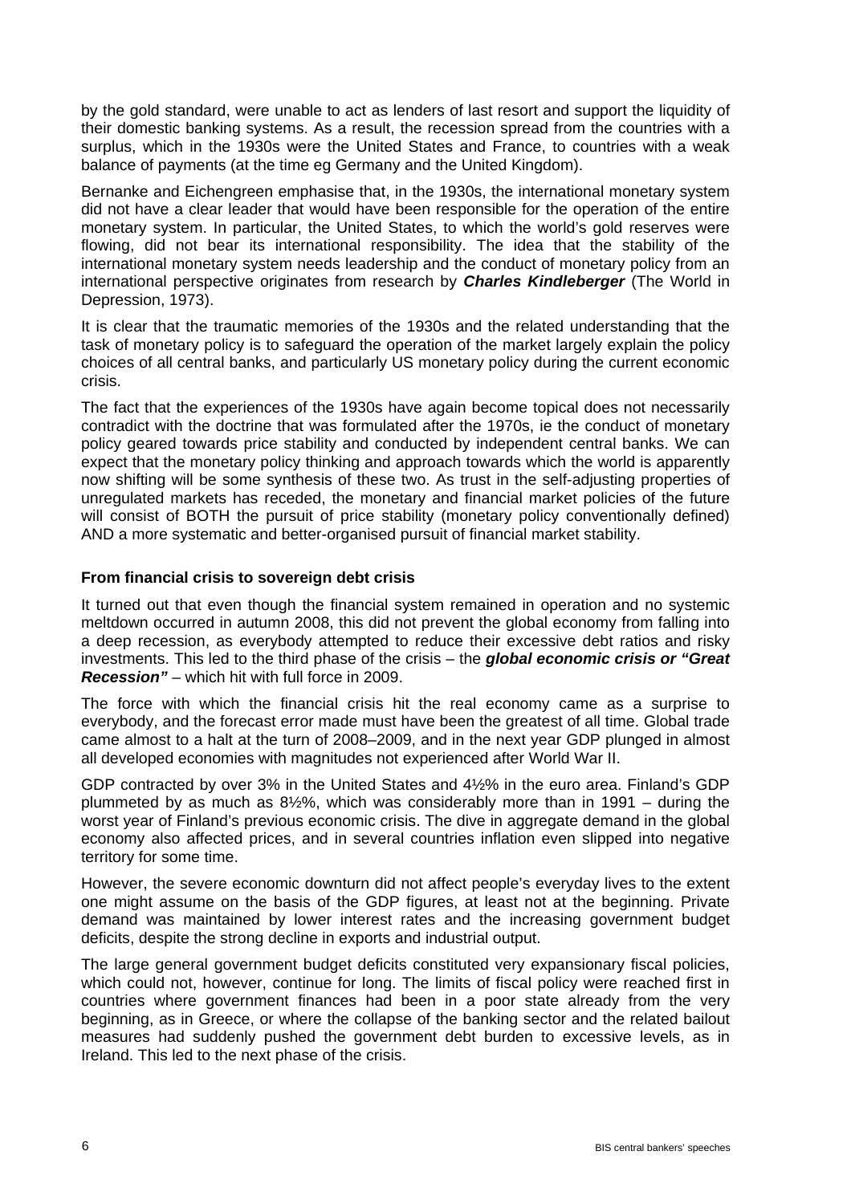by the gold standard, were unable to act as lenders of last resort and support the liquidity of their domestic banking systems. As a result, the recession spread from the countries with a surplus, which in the 1930s were the United States and France, to countries with a weak balance of payments (at the time eg Germany and the United Kingdom).

Bernanke and Eichengreen emphasise that, in the 1930s, the international monetary system did not have a clear leader that would have been responsible for the operation of the entire monetary system. In particular, the United States, to which the world's gold reserves were flowing, did not bear its international responsibility. The idea that the stability of the international monetary system needs leadership and the conduct of monetary policy from an international perspective originates from research by ***Charles Kindleberger*** (The World in Depression, 1973).

It is clear that the traumatic memories of the 1930s and the related understanding that the task of monetary policy is to safeguard the operation of the market largely explain the policy choices of all central banks, and particularly US monetary policy during the current economic crisis.

The fact that the experiences of the 1930s have again become topical does not necessarily contradict with the doctrine that was formulated after the 1970s, ie the conduct of monetary policy geared towards price stability and conducted by independent central banks. We can expect that the monetary policy thinking and approach towards which the world is apparently now shifting will be some synthesis of these two. As trust in the self-adjusting properties of unregulated markets has receded, the monetary and financial market policies of the future will consist of BOTH the pursuit of price stability (monetary policy conventionally defined) AND a more systematic and better-organised pursuit of financial market stability.

**From financial crisis to sovereign debt crisis**

It turned out that even though the financial system remained in operation and no systemic meltdown occurred in autumn 2008, this did not prevent the global economy from falling into a deep recession, as everybody attempted to reduce their excessive debt ratios and risky investments. This led to the third phase of the crisis – the ***global economic crisis or "Great Recession"*** – which hit with full force in 2009.

The force with which the financial crisis hit the real economy came as a surprise to everybody, and the forecast error made must have been the greatest of all time. Global trade came almost to a halt at the turn of 2008–2009, and in the next year GDP plunged in almost all developed economies with magnitudes not experienced after World War II.

GDP contracted by over 3% in the United States and 4½% in the euro area. Finland's GDP plummeted by as much as 8½%, which was considerably more than in 1991 – during the worst year of Finland's previous economic crisis. The dive in aggregate demand in the global economy also affected prices, and in several countries inflation even slipped into negative territory for some time.

However, the severe economic downturn did not affect people's everyday lives to the extent one might assume on the basis of the GDP figures, at least not at the beginning. Private demand was maintained by lower interest rates and the increasing government budget deficits, despite the strong decline in exports and industrial output.

The large general government budget deficits constituted very expansionary fiscal policies, which could not, however, continue for long. The limits of fiscal policy were reached first in countries where government finances had been in a poor state already from the very beginning, as in Greece, or where the collapse of the banking sector and the related bailout measures had suddenly pushed the government debt burden to excessive levels, as in Ireland. This led to the next phase of the crisis.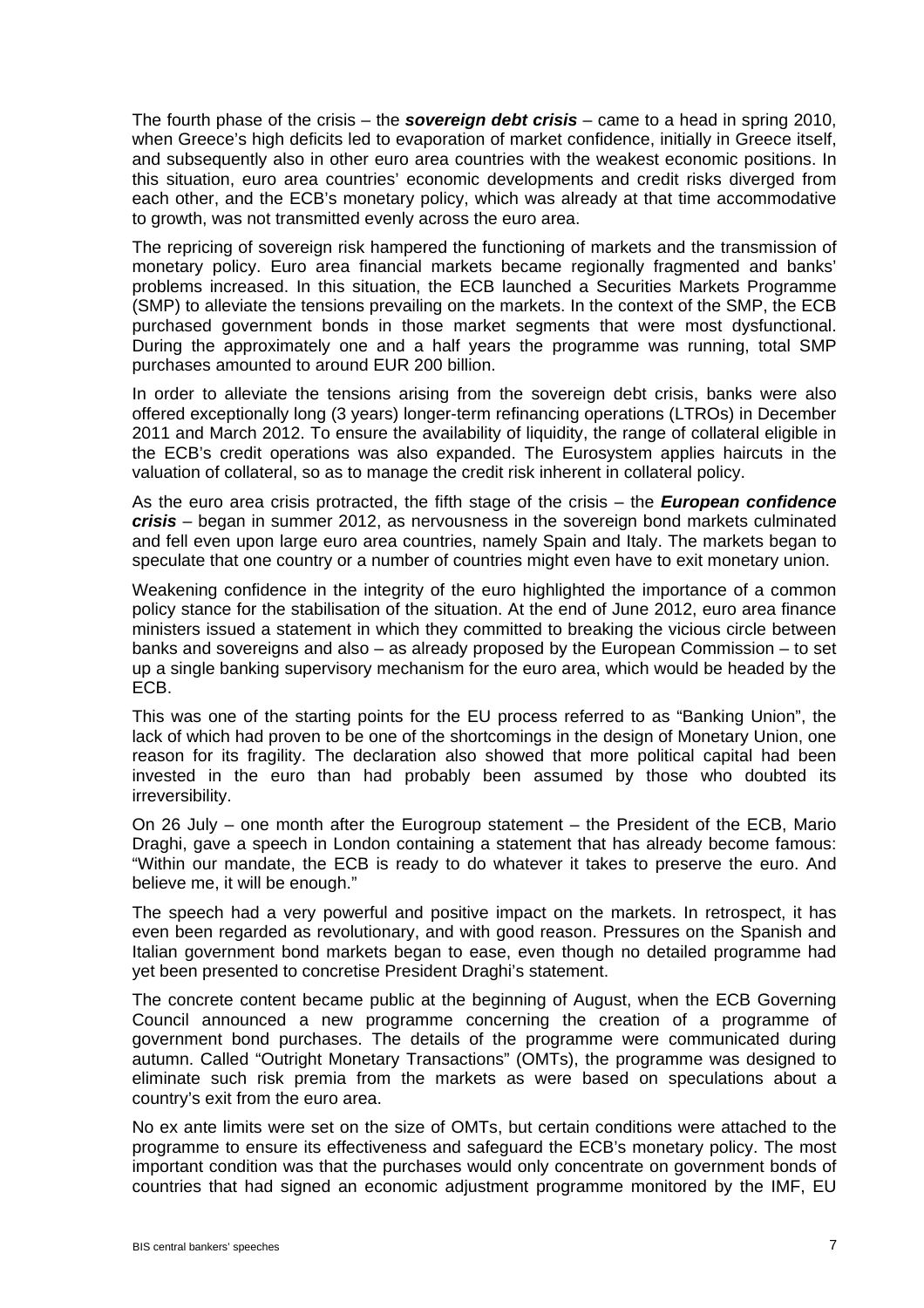The fourth phase of the crisis – the ***sovereign debt crisis*** – came to a head in spring 2010, when Greece's high deficits led to evaporation of market confidence, initially in Greece itself, and subsequently also in other euro area countries with the weakest economic positions. In this situation, euro area countries' economic developments and credit risks diverged from each other, and the ECB's monetary policy, which was already at that time accommodative to growth, was not transmitted evenly across the euro area.

The repricing of sovereign risk hampered the functioning of markets and the transmission of monetary policy. Euro area financial markets became regionally fragmented and banks' problems increased. In this situation, the ECB launched a Securities Markets Programme (SMP) to alleviate the tensions prevailing on the markets. In the context of the SMP, the ECB purchased government bonds in those market segments that were most dysfunctional. During the approximately one and a half years the programme was running, total SMP purchases amounted to around EUR 200 billion.

In order to alleviate the tensions arising from the sovereign debt crisis, banks were also offered exceptionally long (3 years) longer-term refinancing operations (LTROs) in December 2011 and March 2012. To ensure the availability of liquidity, the range of collateral eligible in the ECB's credit operations was also expanded. The Eurosystem applies haircuts in the valuation of collateral, so as to manage the credit risk inherent in collateral policy.

As the euro area crisis protracted, the fifth stage of the crisis – the ***European confidence crisis*** – began in summer 2012, as nervousness in the sovereign bond markets culminated and fell even upon large euro area countries, namely Spain and Italy. The markets began to speculate that one country or a number of countries might even have to exit monetary union.

Weakening confidence in the integrity of the euro highlighted the importance of a common policy stance for the stabilisation of the situation. At the end of June 2012, euro area finance ministers issued a statement in which they committed to breaking the vicious circle between banks and sovereigns and also – as already proposed by the European Commission – to set up a single banking supervisory mechanism for the euro area, which would be headed by the ECB.

This was one of the starting points for the EU process referred to as "Banking Union", the lack of which had proven to be one of the shortcomings in the design of Monetary Union, one reason for its fragility. The declaration also showed that more political capital had been invested in the euro than had probably been assumed by those who doubted its irreversibility.

On 26 July – one month after the Eurogroup statement – the President of the ECB, Mario Draghi, gave a speech in London containing a statement that has already become famous: "Within our mandate, the ECB is ready to do whatever it takes to preserve the euro. And believe me, it will be enough."

The speech had a very powerful and positive impact on the markets. In retrospect, it has even been regarded as revolutionary, and with good reason. Pressures on the Spanish and Italian government bond markets began to ease, even though no detailed programme had yet been presented to concretise President Draghi's statement.

The concrete content became public at the beginning of August, when the ECB Governing Council announced a new programme concerning the creation of a programme of government bond purchases. The details of the programme were communicated during autumn. Called "Outright Monetary Transactions" (OMTs), the programme was designed to eliminate such risk premia from the markets as were based on speculations about a country's exit from the euro area.

No ex ante limits were set on the size of OMTs, but certain conditions were attached to the programme to ensure its effectiveness and safeguard the ECB's monetary policy. The most important condition was that the purchases would only concentrate on government bonds of countries that had signed an economic adjustment programme monitored by the IMF, EU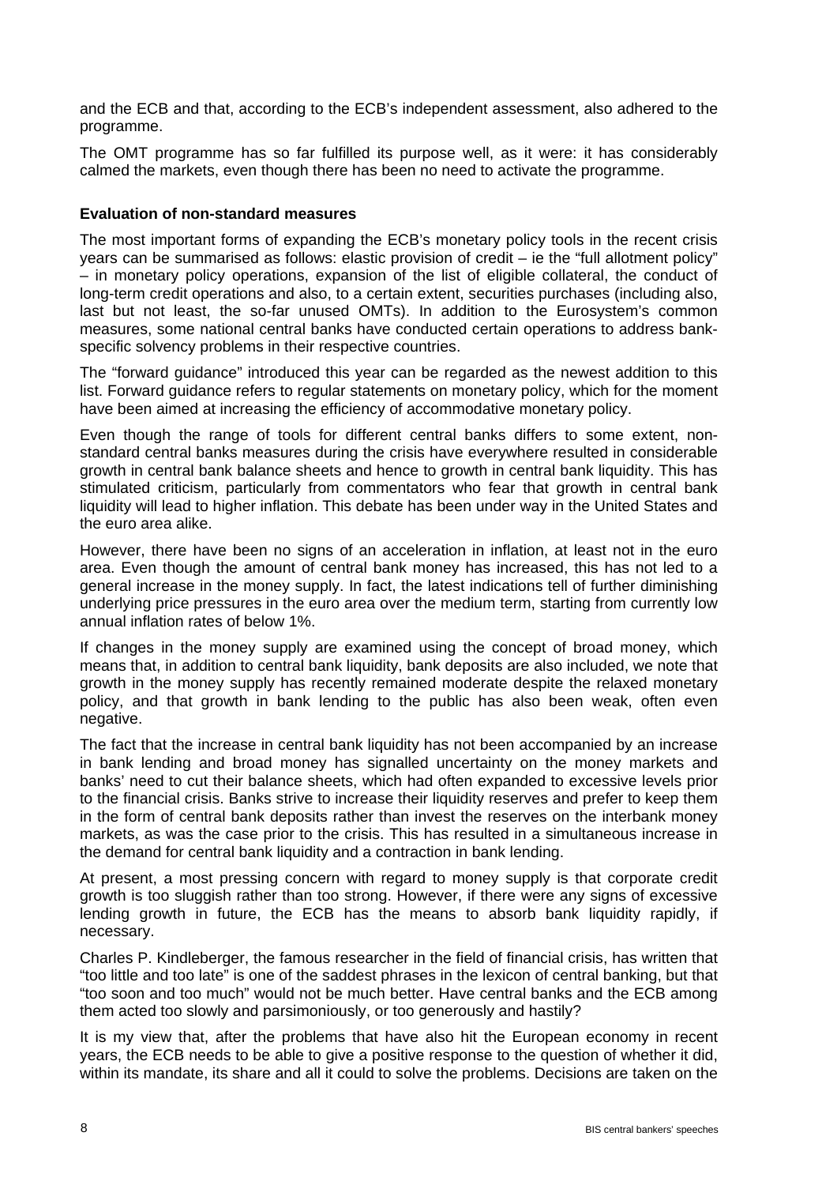and the ECB and that, according to the ECB's independent assessment, also adhered to the programme.

The OMT programme has so far fulfilled its purpose well, as it were: it has considerably calmed the markets, even though there has been no need to activate the programme.

**Evaluation of non-standard measures**

The most important forms of expanding the ECB's monetary policy tools in the recent crisis years can be summarised as follows: elastic provision of credit – ie the "full allotment policy" – in monetary policy operations, expansion of the list of eligible collateral, the conduct of long-term credit operations and also, to a certain extent, securities purchases (including also, last but not least, the so-far unused OMTs). In addition to the Eurosystem's common measures, some national central banks have conducted certain operations to address bank-specific solvency problems in their respective countries.

The "forward guidance" introduced this year can be regarded as the newest addition to this list. Forward guidance refers to regular statements on monetary policy, which for the moment have been aimed at increasing the efficiency of accommodative monetary policy.

Even though the range of tools for different central banks differs to some extent, non-standard central banks measures during the crisis have everywhere resulted in considerable growth in central bank balance sheets and hence to growth in central bank liquidity. This has stimulated criticism, particularly from commentators who fear that growth in central bank liquidity will lead to higher inflation. This debate has been under way in the United States and the euro area alike.

However, there have been no signs of an acceleration in inflation, at least not in the euro area. Even though the amount of central bank money has increased, this has not led to a general increase in the money supply. In fact, the latest indications tell of further diminishing underlying price pressures in the euro area over the medium term, starting from currently low annual inflation rates of below 1%.

If changes in the money supply are examined using the concept of broad money, which means that, in addition to central bank liquidity, bank deposits are also included, we note that growth in the money supply has recently remained moderate despite the relaxed monetary policy, and that growth in bank lending to the public has also been weak, often even negative.

The fact that the increase in central bank liquidity has not been accompanied by an increase in bank lending and broad money has signalled uncertainty on the money markets and banks' need to cut their balance sheets, which had often expanded to excessive levels prior to the financial crisis. Banks strive to increase their liquidity reserves and prefer to keep them in the form of central bank deposits rather than invest the reserves on the interbank money markets, as was the case prior to the crisis. This has resulted in a simultaneous increase in the demand for central bank liquidity and a contraction in bank lending.

At present, a most pressing concern with regard to money supply is that corporate credit growth is too sluggish rather than too strong. However, if there were any signs of excessive lending growth in future, the ECB has the means to absorb bank liquidity rapidly, if necessary.

Charles P. Kindleberger, the famous researcher in the field of financial crisis, has written that "too little and too late" is one of the saddest phrases in the lexicon of central banking, but that "too soon and too much" would not be much better. Have central banks and the ECB among them acted too slowly and parsimoniously, or too generously and hastily?

It is my view that, after the problems that have also hit the European economy in recent years, the ECB needs to be able to give a positive response to the question of whether it did, within its mandate, its share and all it could to solve the problems. Decisions are taken on the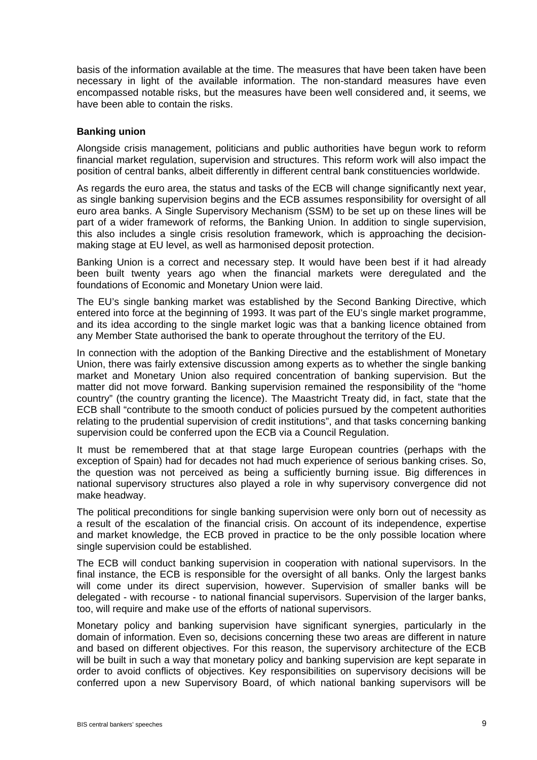basis of the information available at the time. The measures that have been taken have been necessary in light of the available information. The non-standard measures have even encompassed notable risks, but the measures have been well considered and, it seems, we have been able to contain the risks.

**Banking union**

Alongside crisis management, politicians and public authorities have begun work to reform financial market regulation, supervision and structures. This reform work will also impact the position of central banks, albeit differently in different central bank constituencies worldwide.

As regards the euro area, the status and tasks of the ECB will change significantly next year, as single banking supervision begins and the ECB assumes responsibility for oversight of all euro area banks. A Single Supervisory Mechanism (SSM) to be set up on these lines will be part of a wider framework of reforms, the Banking Union. In addition to single supervision, this also includes a single crisis resolution framework, which is approaching the decision-making stage at EU level, as well as harmonised deposit protection.

Banking Union is a correct and necessary step. It would have been best if it had already been built twenty years ago when the financial markets were deregulated and the foundations of Economic and Monetary Union were laid.

The EU's single banking market was established by the Second Banking Directive, which entered into force at the beginning of 1993. It was part of the EU's single market programme, and its idea according to the single market logic was that a banking licence obtained from any Member State authorised the bank to operate throughout the territory of the EU.

In connection with the adoption of the Banking Directive and the establishment of Monetary Union, there was fairly extensive discussion among experts as to whether the single banking market and Monetary Union also required concentration of banking supervision. But the matter did not move forward. Banking supervision remained the responsibility of the "home country" (the country granting the licence). The Maastricht Treaty did, in fact, state that the ECB shall "contribute to the smooth conduct of policies pursued by the competent authorities relating to the prudential supervision of credit institutions", and that tasks concerning banking supervision could be conferred upon the ECB via a Council Regulation.

It must be remembered that at that stage large European countries (perhaps with the exception of Spain) had for decades not had much experience of serious banking crises. So, the question was not perceived as being a sufficiently burning issue. Big differences in national supervisory structures also played a role in why supervisory convergence did not make headway.

The political preconditions for single banking supervision were only born out of necessity as a result of the escalation of the financial crisis. On account of its independence, expertise and market knowledge, the ECB proved in practice to be the only possible location where single supervision could be established.

The ECB will conduct banking supervision in cooperation with national supervisors. In the final instance, the ECB is responsible for the oversight of all banks. Only the largest banks will come under its direct supervision, however. Supervision of smaller banks will be delegated - with recourse - to national financial supervisors. Supervision of the larger banks, too, will require and make use of the efforts of national supervisors.

Monetary policy and banking supervision have significant synergies, particularly in the domain of information. Even so, decisions concerning these two areas are different in nature and based on different objectives. For this reason, the supervisory architecture of the ECB will be built in such a way that monetary policy and banking supervision are kept separate in order to avoid conflicts of objectives. Key responsibilities on supervisory decisions will be conferred upon a new Supervisory Board, of which national banking supervisors will be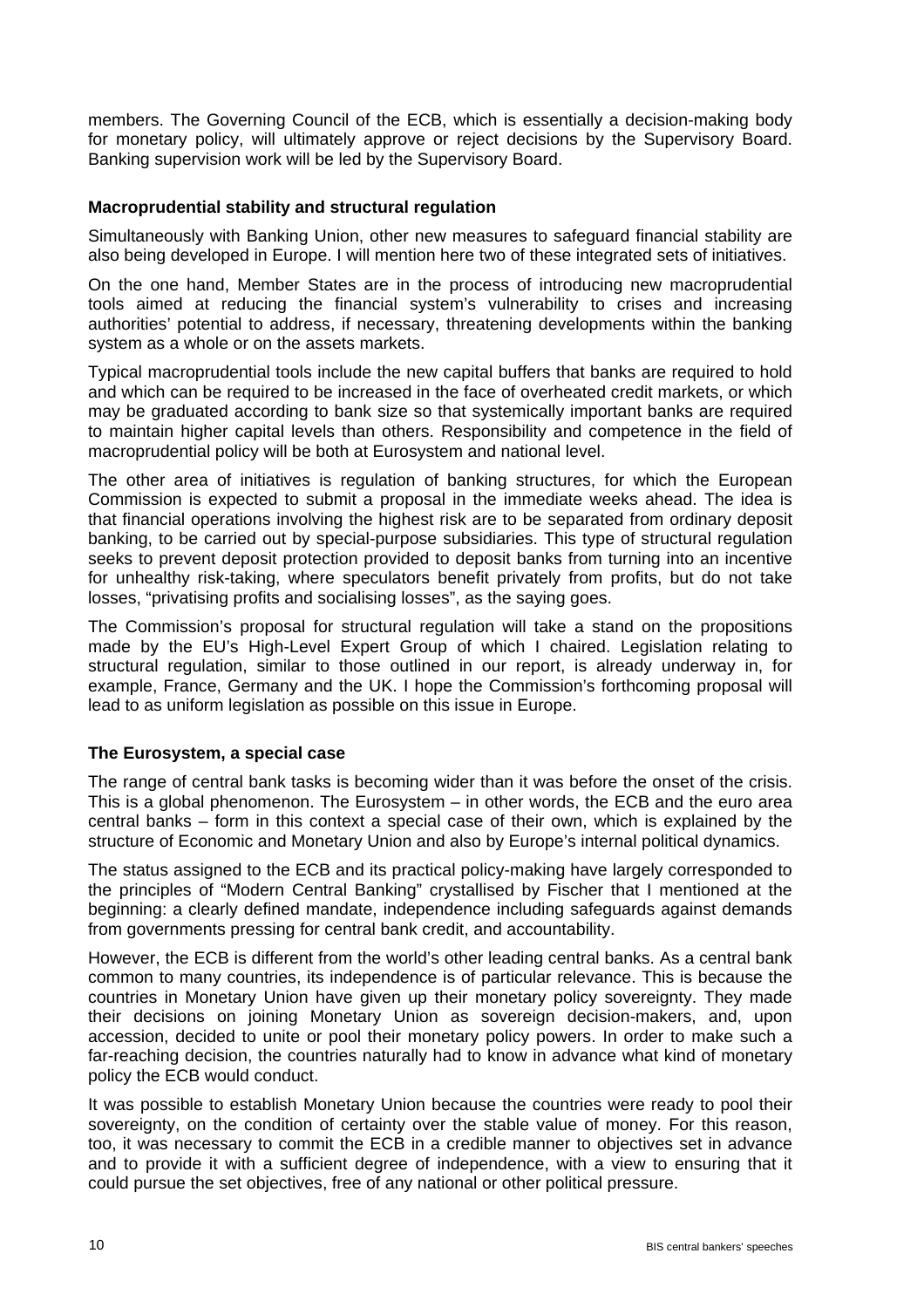members. The Governing Council of the ECB, which is essentially a decision-making body for monetary policy, will ultimately approve or reject decisions by the Supervisory Board. Banking supervision work will be led by the Supervisory Board.

**Macroprudential stability and structural regulation**

Simultaneously with Banking Union, other new measures to safeguard financial stability are also being developed in Europe. I will mention here two of these integrated sets of initiatives.

On the one hand, Member States are in the process of introducing new macroprudential tools aimed at reducing the financial system's vulnerability to crises and increasing authorities' potential to address, if necessary, threatening developments within the banking system as a whole or on the assets markets.

Typical macroprudential tools include the new capital buffers that banks are required to hold and which can be required to be increased in the face of overheated credit markets, or which may be graduated according to bank size so that systemically important banks are required to maintain higher capital levels than others. Responsibility and competence in the field of macroprudential policy will be both at Eurosystem and national level.

The other area of initiatives is regulation of banking structures, for which the European Commission is expected to submit a proposal in the immediate weeks ahead. The idea is that financial operations involving the highest risk are to be separated from ordinary deposit banking, to be carried out by special-purpose subsidiaries. This type of structural regulation seeks to prevent deposit protection provided to deposit banks from turning into an incentive for unhealthy risk-taking, where speculators benefit privately from profits, but do not take losses, "privatising profits and socialising losses", as the saying goes.

The Commission's proposal for structural regulation will take a stand on the propositions made by the EU's High-Level Expert Group of which I chaired. Legislation relating to structural regulation, similar to those outlined in our report, is already underway in, for example, France, Germany and the UK. I hope the Commission's forthcoming proposal will lead to as uniform legislation as possible on this issue in Europe.

**The Eurosystem, a special case**

The range of central bank tasks is becoming wider than it was before the onset of the crisis. This is a global phenomenon. The Eurosystem – in other words, the ECB and the euro area central banks – form in this context a special case of their own, which is explained by the structure of Economic and Monetary Union and also by Europe's internal political dynamics.

The status assigned to the ECB and its practical policy-making have largely corresponded to the principles of "Modern Central Banking" crystallised by Fischer that I mentioned at the beginning: a clearly defined mandate, independence including safeguards against demands from governments pressing for central bank credit, and accountability.

However, the ECB is different from the world's other leading central banks. As a central bank common to many countries, its independence is of particular relevance. This is because the countries in Monetary Union have given up their monetary policy sovereignty. They made their decisions on joining Monetary Union as sovereign decision-makers, and, upon accession, decided to unite or pool their monetary policy powers. In order to make such a far-reaching decision, the countries naturally had to know in advance what kind of monetary policy the ECB would conduct.

It was possible to establish Monetary Union because the countries were ready to pool their sovereignty, on the condition of certainty over the stable value of money. For this reason, too, it was necessary to commit the ECB in a credible manner to objectives set in advance and to provide it with a sufficient degree of independence, with a view to ensuring that it could pursue the set objectives, free of any national or other political pressure.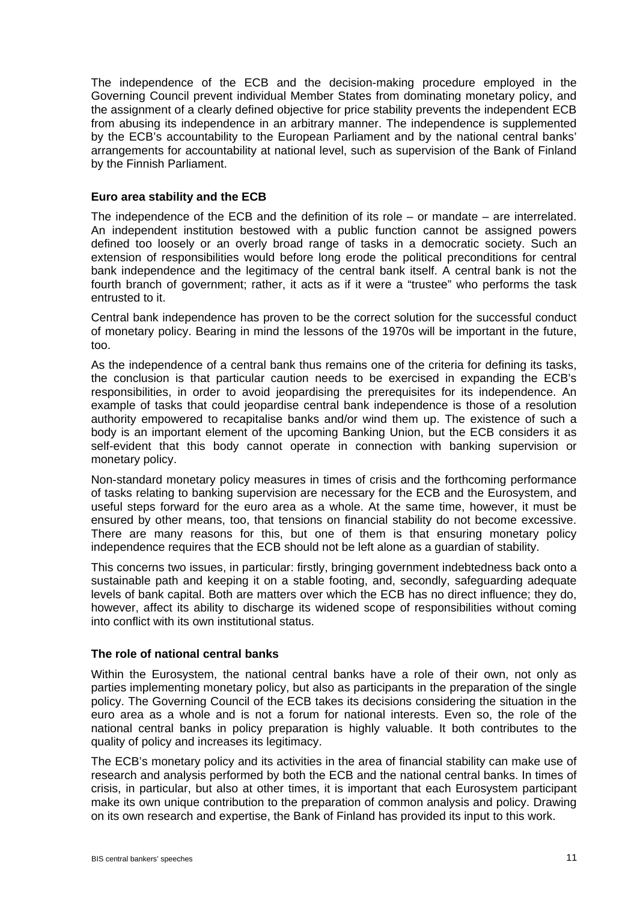The independence of the ECB and the decision-making procedure employed in the Governing Council prevent individual Member States from dominating monetary policy, and the assignment of a clearly defined objective for price stability prevents the independent ECB from abusing its independence in an arbitrary manner. The independence is supplemented by the ECB's accountability to the European Parliament and by the national central banks' arrangements for accountability at national level, such as supervision of the Bank of Finland by the Finnish Parliament.

**Euro area stability and the ECB**

The independence of the ECB and the definition of its role – or mandate – are interrelated. An independent institution bestowed with a public function cannot be assigned powers defined too loosely or an overly broad range of tasks in a democratic society. Such an extension of responsibilities would before long erode the political preconditions for central bank independence and the legitimacy of the central bank itself. A central bank is not the fourth branch of government; rather, it acts as if it were a "trustee" who performs the task entrusted to it.

Central bank independence has proven to be the correct solution for the successful conduct of monetary policy. Bearing in mind the lessons of the 1970s will be important in the future, too.

As the independence of a central bank thus remains one of the criteria for defining its tasks, the conclusion is that particular caution needs to be exercised in expanding the ECB's responsibilities, in order to avoid jeopardising the prerequisites for its independence. An example of tasks that could jeopardise central bank independence is those of a resolution authority empowered to recapitalise banks and/or wind them up. The existence of such a body is an important element of the upcoming Banking Union, but the ECB considers it as self-evident that this body cannot operate in connection with banking supervision or monetary policy.

Non-standard monetary policy measures in times of crisis and the forthcoming performance of tasks relating to banking supervision are necessary for the ECB and the Eurosystem, and useful steps forward for the euro area as a whole. At the same time, however, it must be ensured by other means, too, that tensions on financial stability do not become excessive. There are many reasons for this, but one of them is that ensuring monetary policy independence requires that the ECB should not be left alone as a guardian of stability.

This concerns two issues, in particular: firstly, bringing government indebtedness back onto a sustainable path and keeping it on a stable footing, and, secondly, safeguarding adequate levels of bank capital. Both are matters over which the ECB has no direct influence; they do, however, affect its ability to discharge its widened scope of responsibilities without coming into conflict with its own institutional status.

**The role of national central banks**

Within the Eurosystem, the national central banks have a role of their own, not only as parties implementing monetary policy, but also as participants in the preparation of the single policy. The Governing Council of the ECB takes its decisions considering the situation in the euro area as a whole and is not a forum for national interests. Even so, the role of the national central banks in policy preparation is highly valuable. It both contributes to the quality of policy and increases its legitimacy.

The ECB's monetary policy and its activities in the area of financial stability can make use of research and analysis performed by both the ECB and the national central banks. In times of crisis, in particular, but also at other times, it is important that each Eurosystem participant make its own unique contribution to the preparation of common analysis and policy. Drawing on its own research and expertise, the Bank of Finland has provided its input to this work.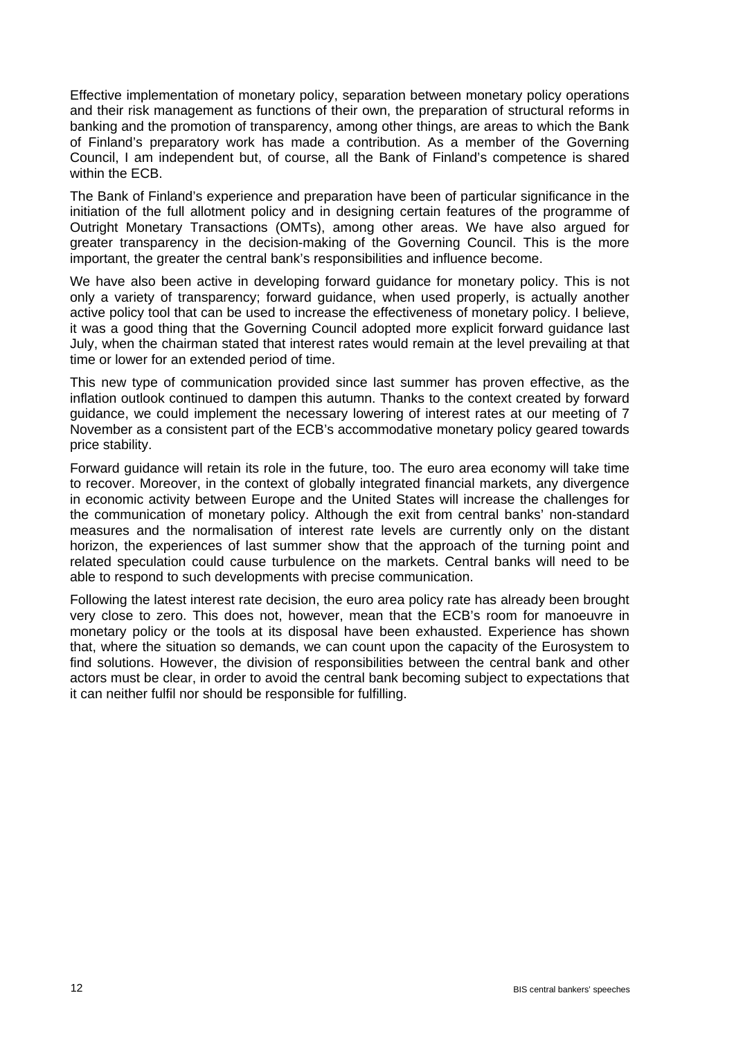Effective implementation of monetary policy, separation between monetary policy operations and their risk management as functions of their own, the preparation of structural reforms in banking and the promotion of transparency, among other things, are areas to which the Bank of Finland's preparatory work has made a contribution. As a member of the Governing Council, I am independent but, of course, all the Bank of Finland's competence is shared within the ECB.

The Bank of Finland's experience and preparation have been of particular significance in the initiation of the full allotment policy and in designing certain features of the programme of Outright Monetary Transactions (OMTs), among other areas. We have also argued for greater transparency in the decision-making of the Governing Council. This is the more important, the greater the central bank's responsibilities and influence become.

We have also been active in developing forward guidance for monetary policy. This is not only a variety of transparency; forward guidance, when used properly, is actually another active policy tool that can be used to increase the effectiveness of monetary policy. I believe, it was a good thing that the Governing Council adopted more explicit forward guidance last July, when the chairman stated that interest rates would remain at the level prevailing at that time or lower for an extended period of time.

This new type of communication provided since last summer has proven effective, as the inflation outlook continued to dampen this autumn. Thanks to the context created by forward guidance, we could implement the necessary lowering of interest rates at our meeting of 7 November as a consistent part of the ECB's accommodative monetary policy geared towards price stability.

Forward guidance will retain its role in the future, too. The euro area economy will take time to recover. Moreover, in the context of globally integrated financial markets, any divergence in economic activity between Europe and the United States will increase the challenges for the communication of monetary policy. Although the exit from central banks' non-standard measures and the normalisation of interest rate levels are currently only on the distant horizon, the experiences of last summer show that the approach of the turning point and related speculation could cause turbulence on the markets. Central banks will need to be able to respond to such developments with precise communication.

Following the latest interest rate decision, the euro area policy rate has already been brought very close to zero. This does not, however, mean that the ECB's room for manoeuvre in monetary policy or the tools at its disposal have been exhausted. Experience has shown that, where the situation so demands, we can count upon the capacity of the Eurosystem to find solutions. However, the division of responsibilities between the central bank and other actors must be clear, in order to avoid the central bank becoming subject to expectations that it can neither fulfil nor should be responsible for fulfilling.